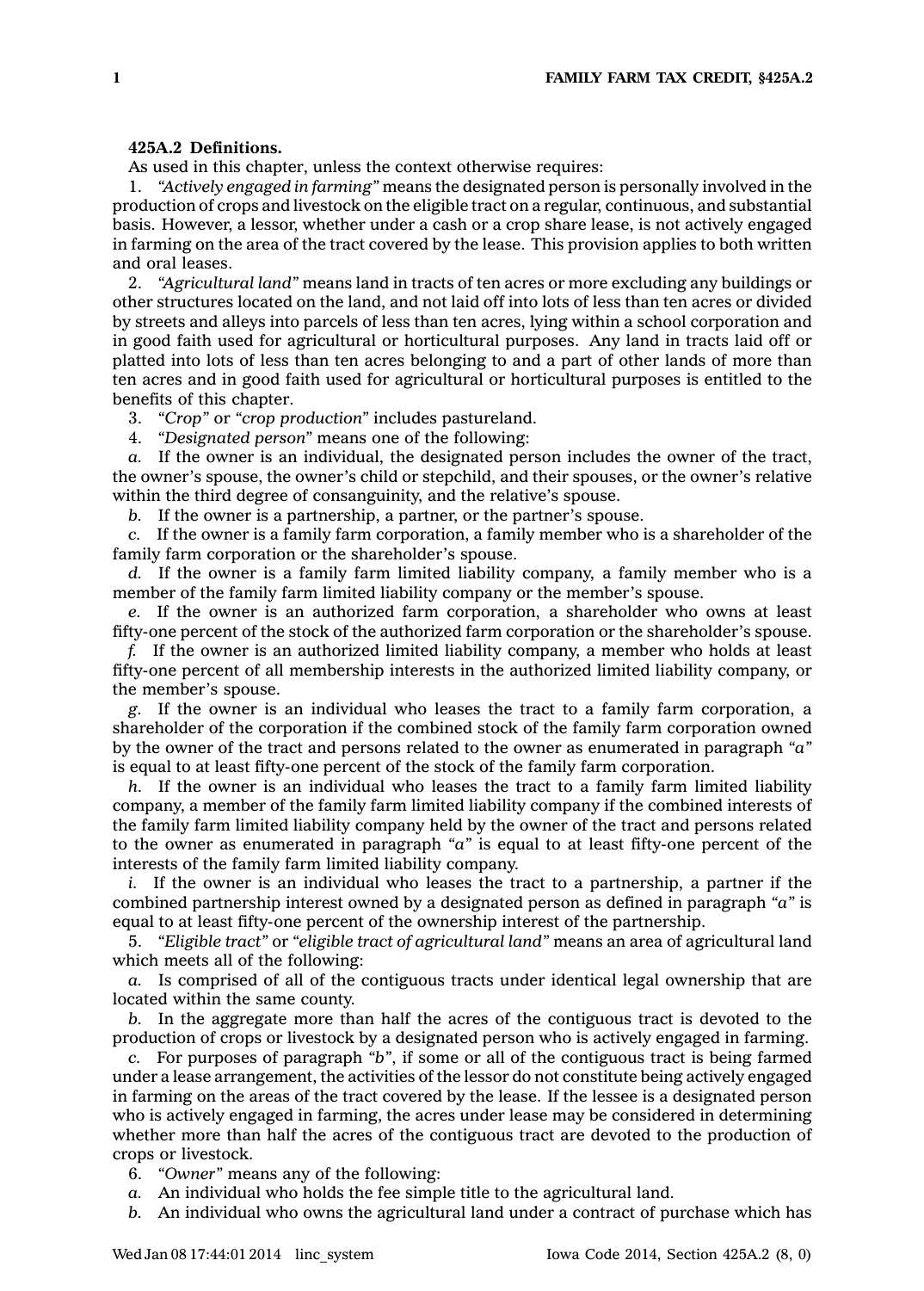**425A.2 Definitions.**

As used in this chapter, unless the context otherwise requires:

1. *"Actively engaged in farming"* means the designated person is personally involved in the production of crops and livestock on the eligible tract on a regular, continuous, and substantial basis. However, a lessor, whether under a cash or a crop share lease, is not actively engaged in farming on the area of the tract covered by the lease. This provision applies to both written and oral leases.

2. *"Agricultural land"* means land in tracts of ten acres or more excluding any buildings or other structures located on the land, and not laid off into lots of less than ten acres or divided by streets and alleys into parcels of less than ten acres, lying within a school corporation and in good faith used for agricultural or horticultural purposes. Any land in tracts laid off or platted into lots of less than ten acres belonging to and a part of other lands of more than ten acres and in good faith used for agricultural or horticultural purposes is entitled to the benefits of this chapter.

3. *"Crop"* or *"crop production"* includes pastureland.

4. *"Designated person"* means one of the following:

*a.* If the owner is an individual, the designated person includes the owner of the tract, the owner's spouse, the owner's child or stepchild, and their spouses, or the owner's relative within the third degree of consanguinity, and the relative's spouse.

*b.* If the owner is a partnership, a partner, or the partner's spouse.

*c.* If the owner is a family farm corporation, a family member who is a shareholder of the family farm corporation or the shareholder's spouse.

*d.* If the owner is a family farm limited liability company, a family member who is a member of the family farm limited liability company or the member's spouse.

*e.* If the owner is an authorized farm corporation, a shareholder who owns at least fifty-one percent of the stock of the authorized farm corporation or the shareholder's spouse.

*f.* If the owner is an authorized limited liability company, a member who holds at least fifty-one percent of all membership interests in the authorized limited liability company, or the member's spouse.

*g.* If the owner is an individual who leases the tract to a family farm corporation, a shareholder of the corporation if the combined stock of the family farm corporation owned by the owner of the tract and persons related to the owner as enumerated in paragraph *"a"* is equal to at least fifty-one percent of the stock of the family farm corporation.

*h.* If the owner is an individual who leases the tract to a family farm limited liability company, a member of the family farm limited liability company if the combined interests of the family farm limited liability company held by the owner of the tract and persons related to the owner as enumerated in paragraph *"a"* is equal to at least fifty-one percent of the interests of the family farm limited liability company.

*i.* If the owner is an individual who leases the tract to a partnership, a partner if the combined partnership interest owned by a designated person as defined in paragraph *"a"* is equal to at least fifty-one percent of the ownership interest of the partnership.

5. *"Eligible tract"* or *"eligible tract of agricultural land"* means an area of agricultural land which meets all of the following:

*a.* Is comprised of all of the contiguous tracts under identical legal ownership that are located within the same county.

*b.* In the aggregate more than half the acres of the contiguous tract is devoted to the production of crops or livestock by a designated person who is actively engaged in farming.

*c.* For purposes of paragraph *"b"*, if some or all of the contiguous tract is being farmed under a lease arrangement, the activities of the lessor do not constitute being actively engaged in farming on the areas of the tract covered by the lease. If the lessee is a designated person who is actively engaged in farming, the acres under lease may be considered in determining whether more than half the acres of the contiguous tract are devoted to the production of crops or livestock.

6. *"Owner"* means any of the following:

*a.* An individual who holds the fee simple title to the agricultural land.

*b.* An individual who owns the agricultural land under a contract of purchase which has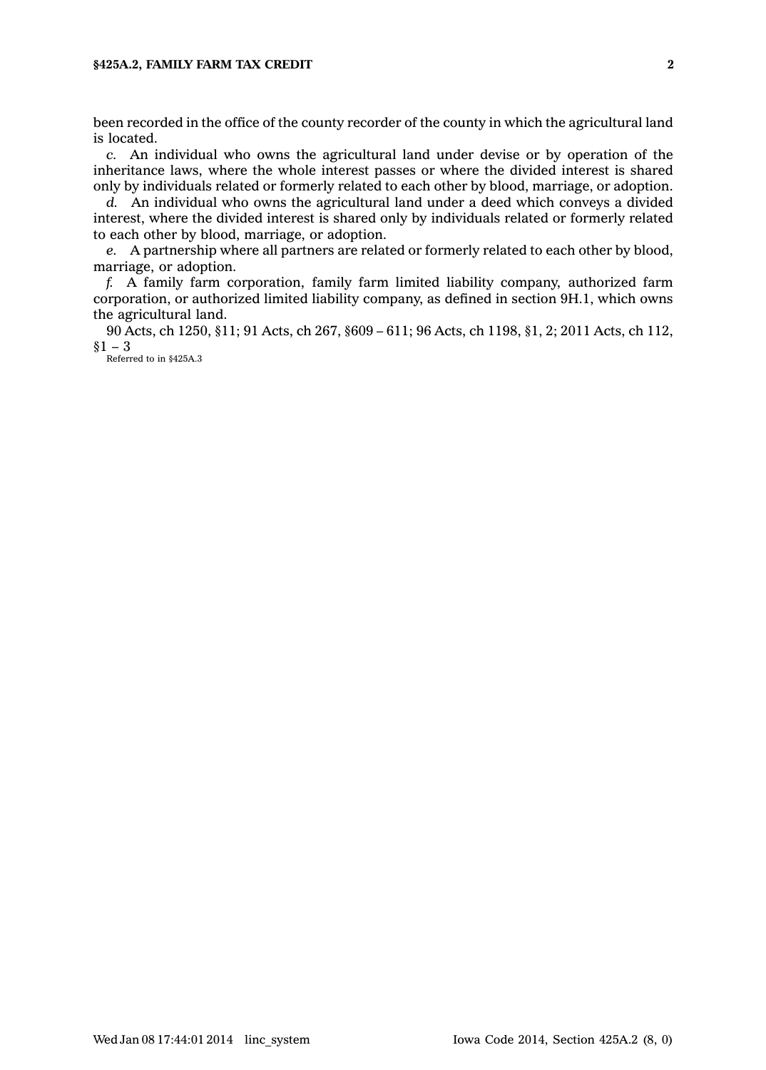been recorded in the office of the county recorder of the county in which the agricultural land is located.

*c.* An individual who owns the agricultural land under devise or by operation of the inheritance laws, where the whole interest passes or where the divided interest is shared only by individuals related or formerly related to each other by blood, marriage, or adoption.

*d.* An individual who owns the agricultural land under a deed which conveys a divided interest, where the divided interest is shared only by individuals related or formerly related to each other by blood, marriage, or adoption.

*e.* A partnership where all partners are related or formerly related to each other by blood, marriage, or adoption.

*f.* A family farm corporation, family farm limited liability company, authorized farm corporation, or authorized limited liability company, as defined in section 9H.1, which owns the agricultural land.

90 Acts, ch 1250, §11; 91 Acts, ch 267, §609 – 611; 96 Acts, ch 1198, §1, 2; 2011 Acts, ch 112, §1 – 3

Referred to in §425A.3